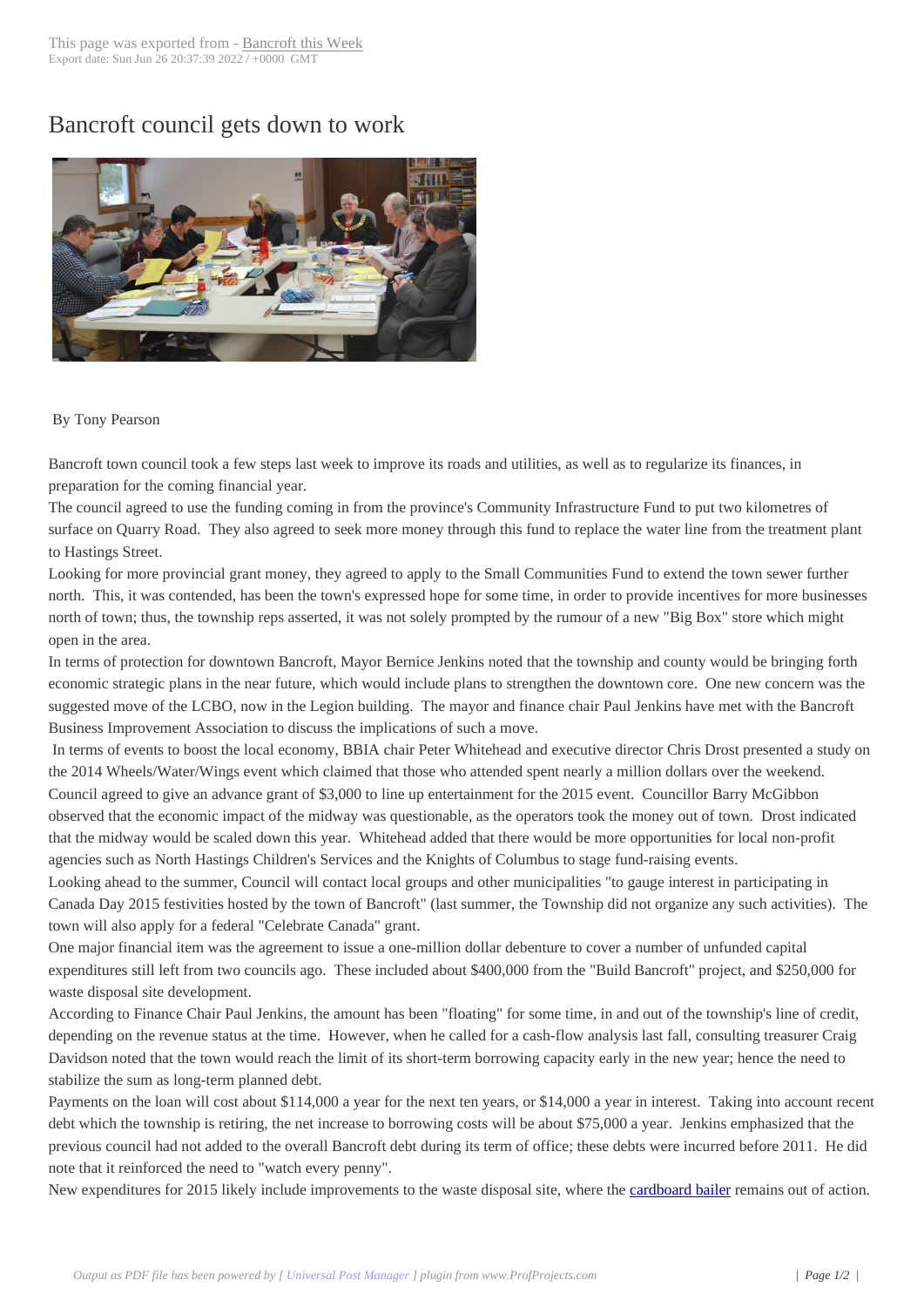# Bancroft council gets down to work

By Tony Pearson

Bancroft town council took a few steps last week to improve its roads and utilities, as well as to regularize its finances, in preparation for the coming financial year.

The council agreed to use the funding coming in from the province's Community Infrastructure Fund to put two kilometres of surface on Quarry Road. They also agreed to seek more money through this fund to replace the water line from the treatment plant to Hastings Street.

Looking for more provincial grant money, they agreed to apply to the Small Communities Fund to extend the town sewer further north. This, it was contended, has been the town's expressed hope for some time, in order to provide incentives for more businesses north of town; thus, the township reps asserted, it was not solely prompted by the rumour of a new "Big Box" store which might open in the area.

In terms of protection for downtown Bancroft, Mayor Bernice Jenkins noted that the township and county would be bringing forth economic strategic plans in the near future, which would include plans to strengthen the downtown core. One new concern was the suggested move of the LCBO, now in the Legion building. The mayor and finance chair Paul Jenkins have met with the Bancroft Business Improvement Association to discuss the implications of such a move.

In terms of events to boost the local economy, BBIA chair Peter Whitehead and executive director Chris Drost presented a study on the 2014 Wheels/Water/Wings event which claimed that those who attended spent nearly a million dollars over the weekend. Council agreed to give an advance grant of $3,000 to line up entertainment for the 2015 event. Councillor Barry McGibbon observed that the economic impact of the midway was questionable, as the operators took the money out of town. Drost indicated that the midway would be scaled down this year. Whitehead added that there would be more opportunities for local non-profit agencies such as North Hastings Children's Services and the Knights of Columbus to stage fund-raising events.

Looking ahead to the summer, Council will contact local groups and other municipalities "to gauge interest in participating in Canada Day 2015 festivities hosted by the town of Bancroft" (last summer, the Township did not organize any such activities). The town will also apply for a federal "Celebrate Canada" grant.

One major financial item was the agreement to issue a one-million dollar debenture to cover a number of unfunded capital expenditures still left from two councils ago. These included about $400,000 from the "Build Bancroft" project, and $250,000 for waste disposal site development.

According to Finance Chair Paul Jenkins, the amount has been "floating" for some time, in and out of the township's line of credit, depending on the revenue status at the time. However, when he called for a cash-flow analysis last fall, consulting treasurer Craig Davidson noted that the town would reach the limit of its short-term borrowing capacity early in the new year; hence the need to stabilize the sum as long-term planned debt.

Payments on the loan will cost about $114,000 a year for the next ten years, or $14,000 a year in interest. Taking into account recent debt which the township is retiring, the net increase to borrowing costs will be about $75,000 a year. Jenkins emphasized that the previous council had not added to the overall Bancroft debt during its term of office; these debts were incurred before 2011. He did note that it reinforced the need to "watch every penny".

New expenditures for 2015 likely include improvements to the waste disposal site, where the cardboard bailer remains out of action.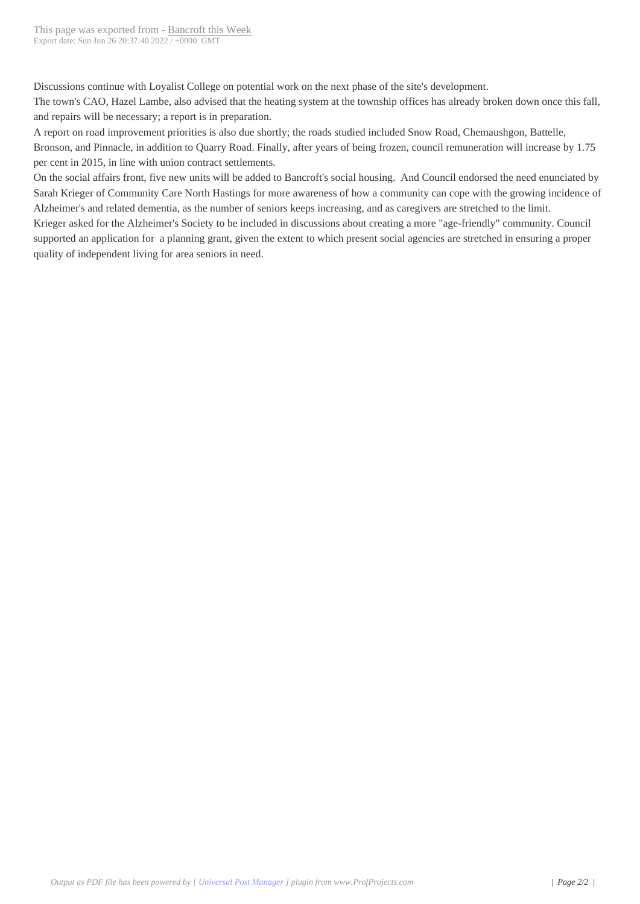Discussions continue with Loyalist College on potential work on the next phase of the site's development.

The town's CAO, Hazel Lambe, also advised that the heating system at the township offices has already broken down once this fall, and repairs will be necessary; a report is in preparation.

A report on road improvement priorities is also due shortly; the roads studied included Snow Road, Chemaushgon, Battelle, Bronson, and Pinnacle, in addition to Quarry Road. Finally, after years of being frozen, council remuneration will increase by 1.75 per cent in 2015, in line with union contract settlements.

On the social affairs front, five new units will be added to Bancroft's social housing. And Council endorsed the need enunciated by Sarah Krieger of Community Care North Hastings for more awareness of how a community can cope with the growing incidence of Alzheimer's and related dementia, as the number of seniors keeps increasing, and as caregivers are stretched to the limit.

Krieger asked for the Alzheimer's Society to be included in discussions about creating a more "age-friendly" community. Council supported an application for a planning grant, given the extent to which present social agencies are stretched in ensuring a proper quality of independent living for area seniors in need.